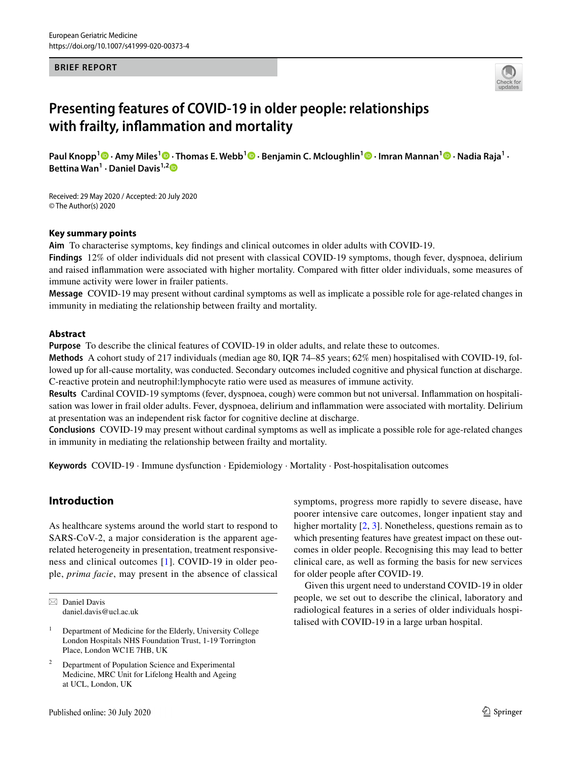BRIEF REPORT

# Presenting features of COVID-19 in older people: relationships with frailty, inflammation and mortality

**Paul Knopp[1] · Amy Miles[1] · Thomas E. Webb[1] · Benjamin C. Mcloughlin[1] · Imran Mannan[1] · Nadia Raja[1] · Bettina Wan[1] · Daniel Davis[1,2]**

Received: 29 May 2020 / Accepted: 20 July 2020
© The Author(s) 2020

### Key summary points

**Aim** To characterise symptoms, key findings and clinical outcomes in older adults with COVID-19.

**Findings** 12% of older individuals did not present with classical COVID-19 symptoms, though fever, dyspnoea, delirium and raised inflammation were associated with higher mortality. Compared with fitter older individuals, some measures of immune activity were lower in frailer patients.

**Message** COVID-19 may present without cardinal symptoms as well as implicate a possible role for age-related changes in immunity in mediating the relationship between frailty and mortality.

### Abstract

**Purpose** To describe the clinical features of COVID-19 in older adults, and relate these to outcomes.

**Methods** A cohort study of 217 individuals (median age 80, IQR 74–85 years; 62% men) hospitalised with COVID-19, followed up for all-cause mortality, was conducted. Secondary outcomes included cognitive and physical function at discharge. C-reactive protein and neutrophil:lymphocyte ratio were used as measures of immune activity.

**Results** Cardinal COVID-19 symptoms (fever, dyspnoea, cough) were common but not universal. Inflammation on hospitalisation was lower in frail older adults. Fever, dyspnoea, delirium and inflammation were associated with mortality. Delirium at presentation was an independent risk factor for cognitive decline at discharge.

**Conclusions** COVID-19 may present without cardinal symptoms as well as implicate a possible role for age-related changes in immunity in mediating the relationship between frailty and mortality.

**Keywords** COVID-19 · Immune dysfunction · Epidemiology · Mortality · Post-hospitalisation outcomes

## Introduction

As healthcare systems around the world start to respond to SARS-CoV-2, a major consideration is the apparent age-related heterogeneity in presentation, treatment responsiveness and clinical outcomes [1]. COVID-19 in older people, *prima facie*, may present in the absence of classical symptoms, progress more rapidly to severe disease, have poorer intensive care outcomes, longer inpatient stay and higher mortality [2, 3]. Nonetheless, questions remain as to which presenting features have greatest impact on these outcomes in older people. Recognising this may lead to better clinical care, as well as forming the basis for new services for older people after COVID-19.

Given this urgent need to understand COVID-19 in older people, we set out to describe the clinical, laboratory and radiological features in a series of older individuals hospitalised with COVID-19 in a large urban hospital.

---

✉ Daniel Davis
daniel.davis@ucl.ac.uk

[1] Department of Medicine for the Elderly, University College London Hospitals NHS Foundation Trust, 1-19 Torrington Place, London WC1E 7HB, UK

[2] Department of Population Science and Experimental Medicine, MRC Unit for Lifelong Health and Ageing at UCL, London, UK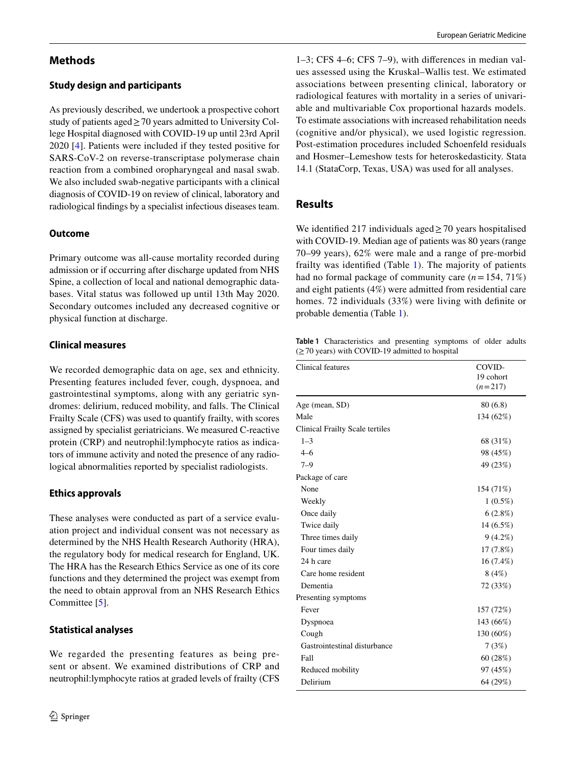## Methods

### Study design and participants

As previously described, we undertook a prospective cohort study of patients aged ≥ 70 years admitted to University College Hospital diagnosed with COVID-19 up until 23rd April 2020 [4]. Patients were included if they tested positive for SARS-CoV-2 on reverse-transcriptase polymerase chain reaction from a combined oropharyngeal and nasal swab. We also included swab-negative participants with a clinical diagnosis of COVID-19 on review of clinical, laboratory and radiological findings by a specialist infectious diseases team.

### Outcome

Primary outcome was all-cause mortality recorded during admission or if occurring after discharge updated from NHS Spine, a collection of local and national demographic databases. Vital status was followed up until 13th May 2020. Secondary outcomes included any decreased cognitive or physical function at discharge.

### Clinical measures

We recorded demographic data on age, sex and ethnicity. Presenting features included fever, cough, dyspnoea, and gastrointestinal symptoms, along with any geriatric syndromes: delirium, reduced mobility, and falls. The Clinical Frailty Scale (CFS) was used to quantify frailty, with scores assigned by specialist geriatricians. We measured C-reactive protein (CRP) and neutrophil:lymphocyte ratios as indicators of immune activity and noted the presence of any radiological abnormalities reported by specialist radiologists.

### Ethics approvals

These analyses were conducted as part of a service evaluation project and individual consent was not necessary as determined by the NHS Health Research Authority (HRA), the regulatory body for medical research for England, UK. The HRA has the Research Ethics Service as one of its core functions and they determined the project was exempt from the need to obtain approval from an NHS Research Ethics Committee [5].

### Statistical analyses

We regarded the presenting features as being present or absent. We examined distributions of CRP and neutrophil:lymphocyte ratios at graded levels of frailty (CFS 1–3; CFS 4–6; CFS 7–9), with differences in median values assessed using the Kruskal–Wallis test. We estimated associations between presenting clinical, laboratory or radiological features with mortality in a series of univariable and multivariable Cox proportional hazards models. To estimate associations with increased rehabilitation needs (cognitive and/or physical), we used logistic regression. Post-estimation procedures included Schoenfeld residuals and Hosmer–Lemeshow tests for heteroskedasticity. Stata 14.1 (StataCorp, Texas, USA) was used for all analyses.

## Results

We identified 217 individuals aged ≥ 70 years hospitalised with COVID-19. Median age of patients was 80 years (range 70–99 years), 62% were male and a range of pre-morbid frailty was identified (Table 1). The majority of patients had no formal package of community care (*n* = 154, 71%) and eight patients (4%) were admitted from residential care homes. 72 individuals (33%) were living with definite or probable dementia (Table 1).

**Table 1** Characteristics and presenting symptoms of older adults (≥ 70 years) with COVID-19 admitted to hospital

| Clinical features | COVID-19 cohort (*n* = 217) |
|---|---|
| Age (mean, SD) | 80 (6.8) |
| Male | 134 (62%) |
| Clinical Frailty Scale tertiles | |
| 1–3 | 68 (31%) |
| 4–6 | 98 (45%) |
| 7–9 | 49 (23%) |
| Package of care | |
| None | 154 (71%) |
| Weekly | 1 (0.5%) |
| Once daily | 6 (2.8%) |
| Twice daily | 14 (6.5%) |
| Three times daily | 9 (4.2%) |
| Four times daily | 17 (7.8%) |
| 24 h care | 16 (7.4%) |
| Care home resident | 8 (4%) |
| Dementia | 72 (33%) |
| Presenting symptoms | |
| Fever | 157 (72%) |
| Dyspnoea | 143 (66%) |
| Cough | 130 (60%) |
| Gastrointestinal disturbance | 7 (3%) |
| Fall | 60 (28%) |
| Reduced mobility | 97 (45%) |
| Delirium | 64 (29%) |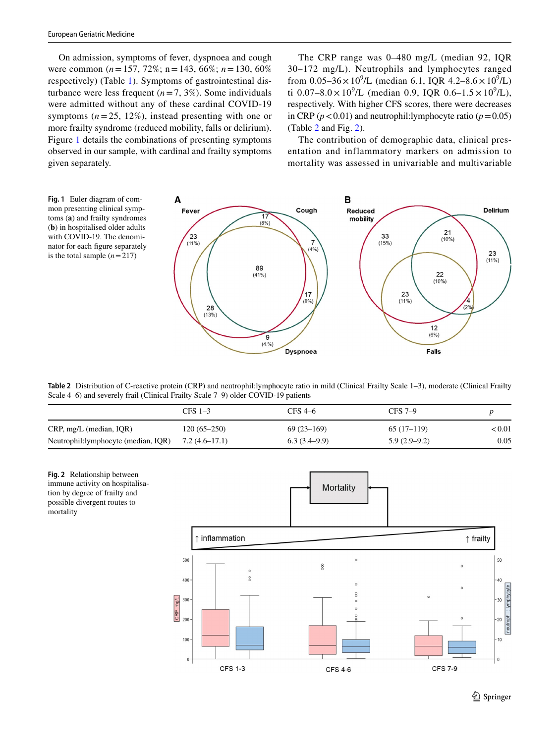On admission, symptoms of fever, dyspnoea and cough were common ($n=157$, 72%; $n=143$, 66%; $n=130$, 60% respectively) (Table 1). Symptoms of gastrointestinal disturbance were less frequent ($n=7$, 3%). Some individuals were admitted without any of these cardinal COVID-19 symptoms ($n=25$, 12%), instead presenting with one or more frailty syndrome (reduced mobility, falls or delirium). Figure 1 details the combinations of presenting symptoms observed in our sample, with cardinal and frailty symptoms given separately.

The CRP range was 0–480 mg/L (median 92, IQR 30–172 mg/L). Neutrophils and lymphocytes ranged from $0.05–36\times10^9$/L (median 6.1, IQR $4.2–8.6\times10^9$/L) ti $0.07–8.0\times10^9$/L (median 0.9, IQR $0.6–1.5\times10^9$/L), respectively. With higher CFS scores, there were decreases in CRP ($p<0.01$) and neutrophil:lymphocyte ratio ($p=0.05$) (Table 2 and Fig. 2).

The contribution of demographic data, clinical presentation and inflammatory markers on admission to mortality was assessed in univariable and multivariable

**Fig. 1** Euler diagram of common presenting clinical symptoms (**a**) and frailty syndromes (**b**) in hospitalised older adults with COVID-19. The denominator for each figure separately is the total sample ($n=217$)

**Table 2** Distribution of C-reactive protein (CRP) and neutrophil:lymphocyte ratio in mild (Clinical Frailty Scale 1–3), moderate (Clinical Frailty Scale 4–6) and severely frail (Clinical Frailty Scale 7–9) older COVID-19 patients

| | CFS 1–3 | CFS 4–6 | CFS 7–9 | *p* |
|---|---|---|---|---|
| CRP, mg/L (median, IQR) | 120 (65–250) | 69 (23–169) | 65 (17–119) | <0.01 |
| Neutrophil:lymphocyte (median, IQR) | 7.2 (4.6–17.1) | 6.3 (3.4–9.9) | 5.9 (2.9–9.2) | 0.05 |

**Fig. 2** Relationship between immune activity on hospitalisation by degree of frailty and possible divergent routes to mortality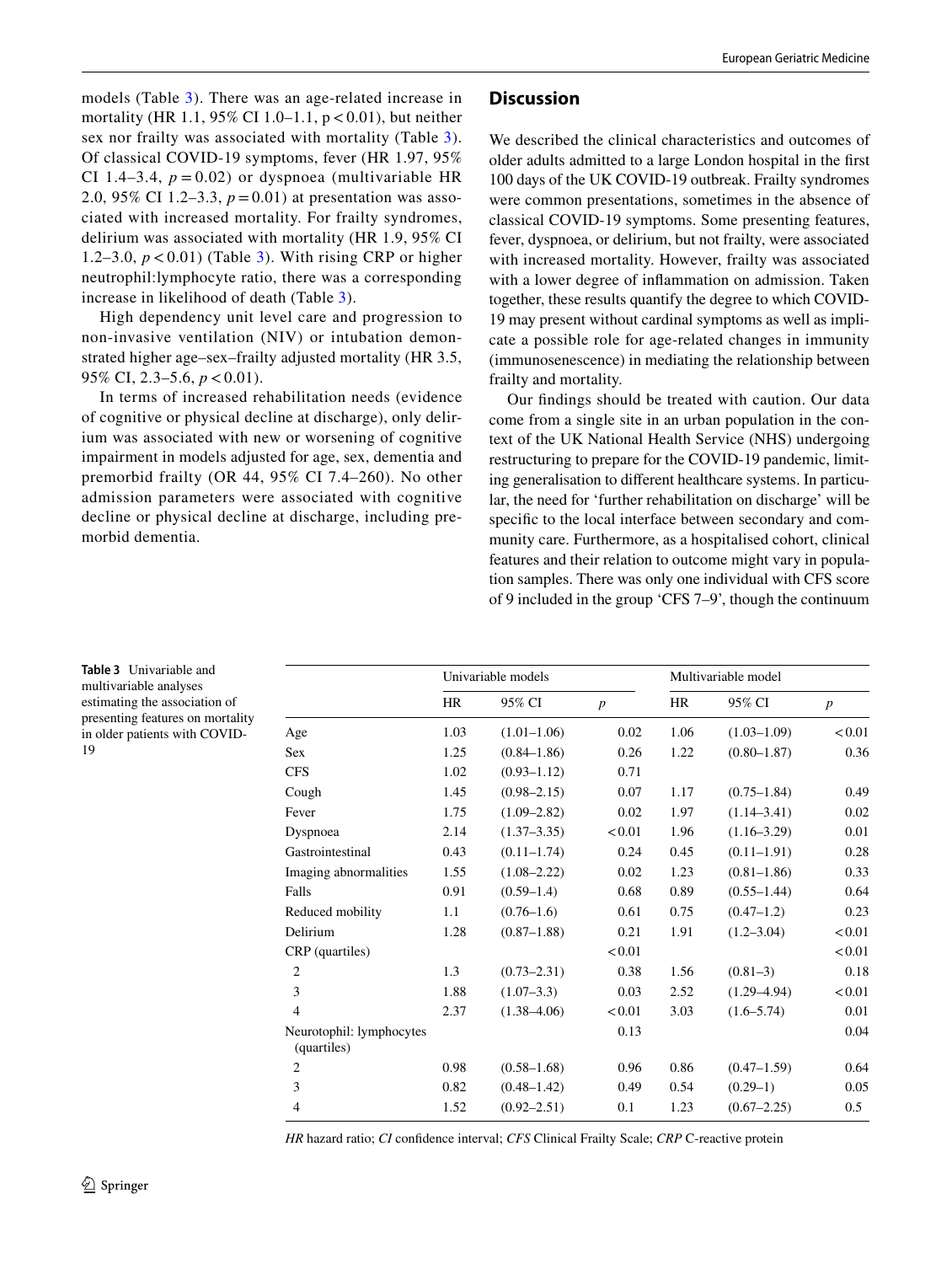models (Table 3). There was an age-related increase in mortality (HR 1.1, 95% CI 1.0–1.1, $p < 0.01$), but neither sex nor frailty was associated with mortality (Table 3). Of classical COVID-19 symptoms, fever (HR 1.97, 95% CI 1.4–3.4, $p = 0.02$) or dyspnoea (multivariable HR 2.0, 95% CI 1.2–3.3, $p = 0.01$) at presentation was associated with increased mortality. For frailty syndromes, delirium was associated with mortality (HR 1.9, 95% CI 1.2–3.0, $p < 0.01$) (Table 3). With rising CRP or higher neutrophil:lymphocyte ratio, there was a corresponding increase in likelihood of death (Table 3).

High dependency unit level care and progression to non-invasive ventilation (NIV) or intubation demonstrated higher age–sex–frailty adjusted mortality (HR 3.5, 95% CI, 2.3–5.6, $p < 0.01$).

In terms of increased rehabilitation needs (evidence of cognitive or physical decline at discharge), only delirium was associated with new or worsening of cognitive impairment in models adjusted for age, sex, dementia and premorbid frailty (OR 44, 95% CI 7.4–260). No other admission parameters were associated with cognitive decline or physical decline at discharge, including premorbid dementia.

## Discussion

We described the clinical characteristics and outcomes of older adults admitted to a large London hospital in the first 100 days of the UK COVID-19 outbreak. Frailty syndromes were common presentations, sometimes in the absence of classical COVID-19 symptoms. Some presenting features, fever, dyspnoea, or delirium, but not frailty, were associated with increased mortality. However, frailty was associated with a lower degree of inflammation on admission. Taken together, these results quantify the degree to which COVID-19 may present without cardinal symptoms as well as implicate a possible role for age-related changes in immunity (immunosenescence) in mediating the relationship between frailty and mortality.

Our findings should be treated with caution. Our data come from a single site in an urban population in the context of the UK National Health Service (NHS) undergoing restructuring to prepare for the COVID-19 pandemic, limiting generalisation to different healthcare systems. In particular, the need for 'further rehabilitation on discharge' will be specific to the local interface between secondary and community care. Furthermore, as a hospitalised cohort, clinical features and their relation to outcome might vary in population samples. There was only one individual with CFS score of 9 included in the group 'CFS 7–9', though the continuum

**Table 3** Univariable and multivariable analyses estimating the association of presenting features on mortality in older patients with COVID-19

| | Univariable models | | | Multivariable model | | |
|---|---|---|---|---|---|---|
| | HR | 95% CI | *p* | HR | 95% CI | *p* |
| Age | 1.03 | (1.01–1.06) | 0.02 | 1.06 | (1.03–1.09) | <0.01 |
| Sex | 1.25 | (0.84–1.86) | 0.26 | 1.22 | (0.80–1.87) | 0.36 |
| CFS | 1.02 | (0.93–1.12) | 0.71 | | | |
| Cough | 1.45 | (0.98–2.15) | 0.07 | 1.17 | (0.75–1.84) | 0.49 |
| Fever | 1.75 | (1.09–2.82) | 0.02 | 1.97 | (1.14–3.41) | 0.02 |
| Dyspnoea | 2.14 | (1.37–3.35) | <0.01 | 1.96 | (1.16–3.29) | 0.01 |
| Gastrointestinal | 0.43 | (0.11–1.74) | 0.24 | 0.45 | (0.11–1.91) | 0.28 |
| Imaging abnormalities | 1.55 | (1.08–2.22) | 0.02 | 1.23 | (0.81–1.86) | 0.33 |
| Falls | 0.91 | (0.59–1.4) | 0.68 | 0.89 | (0.55–1.44) | 0.64 |
| Reduced mobility | 1.1 | (0.76–1.6) | 0.61 | 0.75 | (0.47–1.2) | 0.23 |
| Delirium | 1.28 | (0.87–1.88) | 0.21 | 1.91 | (1.2–3.04) | <0.01 |
| CRP (quartiles) | | | <0.01 | | | <0.01 |
| 2 | 1.3 | (0.73–2.31) | 0.38 | 1.56 | (0.81–3) | 0.18 |
| 3 | 1.88 | (1.07–3.3) | 0.03 | 2.52 | (1.29–4.94) | <0.01 |
| 4 | 2.37 | (1.38–4.06) | <0.01 | 3.03 | (1.6–5.74) | 0.01 |
| Neurotophil: lymphocytes (quartiles) | | | 0.13 | | | 0.04 |
| 2 | 0.98 | (0.58–1.68) | 0.96 | 0.86 | (0.47–1.59) | 0.64 |
| 3 | 0.82 | (0.48–1.42) | 0.49 | 0.54 | (0.29–1) | 0.05 |
| 4 | 1.52 | (0.92–2.51) | 0.1 | 1.23 | (0.67–2.25) | 0.5 |

*HR* hazard ratio; *CI* confidence interval; *CFS* Clinical Frailty Scale; *CRP* C-reactive protein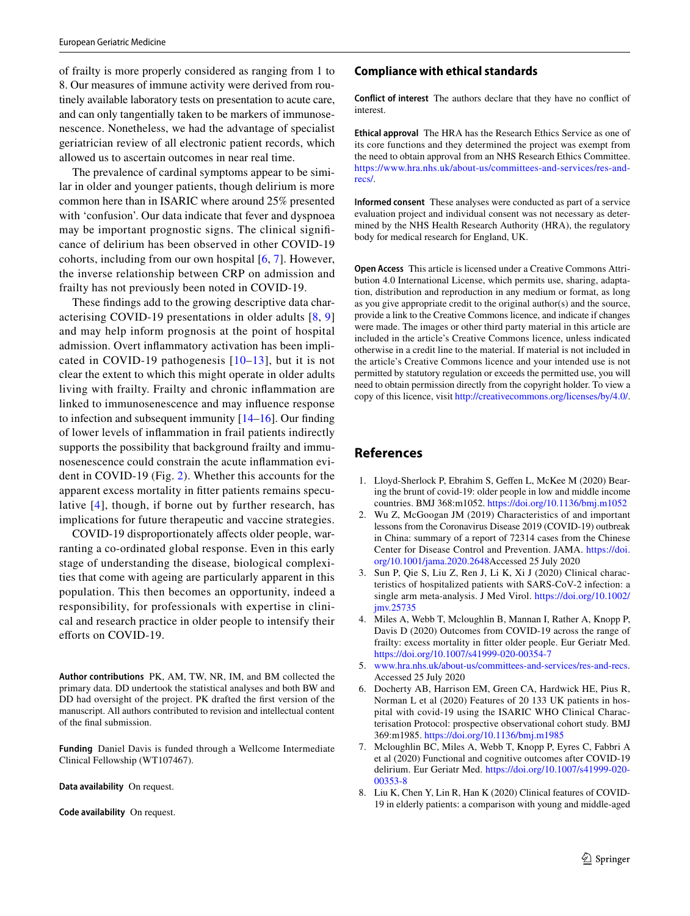of frailty is more properly considered as ranging from 1 to 8. Our measures of immune activity were derived from routinely available laboratory tests on presentation to acute care, and can only tangentially taken to be markers of immunosenescence. Nonetheless, we had the advantage of specialist geriatrician review of all electronic patient records, which allowed us to ascertain outcomes in near real time.

The prevalence of cardinal symptoms appear to be similar in older and younger patients, though delirium is more common here than in ISARIC where around 25% presented with 'confusion'. Our data indicate that fever and dyspnoea may be important prognostic signs. The clinical significance of delirium has been observed in other COVID-19 cohorts, including from our own hospital [6, 7]. However, the inverse relationship between CRP on admission and frailty has not previously been noted in COVID-19.

These findings add to the growing descriptive data characterising COVID-19 presentations in older adults [8, 9] and may help inform prognosis at the point of hospital admission. Overt inflammatory activation has been implicated in COVID-19 pathogenesis [10–13], but it is not clear the extent to which this might operate in older adults living with frailty. Frailty and chronic inflammation are linked to immunosenescence and may influence response to infection and subsequent immunity [14–16]. Our finding of lower levels of inflammation in frail patients indirectly supports the possibility that background frailty and immunosenescence could constrain the acute inflammation evident in COVID-19 (Fig. 2). Whether this accounts for the apparent excess mortality in fitter patients remains speculative [4], though, if borne out by further research, has implications for future therapeutic and vaccine strategies.

COVID-19 disproportionately affects older people, warranting a co-ordinated global response. Even in this early stage of understanding the disease, biological complexities that come with ageing are particularly apparent in this population. This then becomes an opportunity, indeed a responsibility, for professionals with expertise in clinical and research practice in older people to intensify their efforts on COVID-19.

**Author contributions** PK, AM, TW, NR, IM, and BM collected the primary data. DD undertook the statistical analyses and both BW and DD had oversight of the project. PK drafted the first version of the manuscript. All authors contributed to revision and intellectual content of the final submission.

**Funding** Daniel Davis is funded through a Wellcome Intermediate Clinical Fellowship (WT107467).

**Data availability** On request.

**Code availability** On request.

## Compliance with ethical standards

**Conflict of interest** The authors declare that they have no conflict of interest.

**Ethical approval** The HRA has the Research Ethics Service as one of its core functions and they determined the project was exempt from the need to obtain approval from an NHS Research Ethics Committee. https://www.hra.nhs.uk/about-us/committees-and-services/res-and-recs/.

**Informed consent** These analyses were conducted as part of a service evaluation project and individual consent was not necessary as determined by the NHS Health Research Authority (HRA), the regulatory body for medical research for England, UK.

**Open Access** This article is licensed under a Creative Commons Attribution 4.0 International License, which permits use, sharing, adaptation, distribution and reproduction in any medium or format, as long as you give appropriate credit to the original author(s) and the source, provide a link to the Creative Commons licence, and indicate if changes were made. The images or other third party material in this article are included in the article's Creative Commons licence, unless indicated otherwise in a credit line to the material. If material is not included in the article's Creative Commons licence and your intended use is not permitted by statutory regulation or exceeds the permitted use, you will need to obtain permission directly from the copyright holder. To view a copy of this licence, visit http://creativecommons.org/licenses/by/4.0/.

## References

1. Lloyd-Sherlock P, Ebrahim S, Geffen L, McKee M (2020) Bearing the brunt of covid-19: older people in low and middle income countries. BMJ 368:m1052. https://doi.org/10.1136/bmj.m1052
2. Wu Z, McGoogan JM (2019) Characteristics of and important lessons from the Coronavirus Disease 2019 (COVID-19) outbreak in China: summary of a report of 72314 cases from the Chinese Center for Disease Control and Prevention. JAMA. https://doi.org/10.1001/jama.2020.2648Accessed 25 July 2020
3. Sun P, Qie S, Liu Z, Ren J, Li K, Xi J (2020) Clinical characteristics of hospitalized patients with SARS-CoV-2 infection: a single arm meta-analysis. J Med Virol. https://doi.org/10.1002/jmv.25735
4. Miles A, Webb T, Mcloughlin B, Mannan I, Rather A, Knopp P, Davis D (2020) Outcomes from COVID-19 across the range of frailty: excess mortality in fitter older people. Eur Geriatr Med. https://doi.org/10.1007/s41999-020-00354-7
5. www.hra.nhs.uk/about-us/committees-and-services/res-and-recs. Accessed 25 July 2020
6. Docherty AB, Harrison EM, Green CA, Hardwick HE, Pius R, Norman L et al (2020) Features of 20 133 UK patients in hospital with covid-19 using the ISARIC WHO Clinical Characterisation Protocol: prospective observational cohort study. BMJ 369:m1985. https://doi.org/10.1136/bmj.m1985
7. Mcloughlin BC, Miles A, Webb T, Knopp P, Eyres C, Fabbri A et al (2020) Functional and cognitive outcomes after COVID-19 delirium. Eur Geriatr Med. https://doi.org/10.1007/s41999-020-00353-8
8. Liu K, Chen Y, Lin R, Han K (2020) Clinical features of COVID-19 in elderly patients: a comparison with young and middle-aged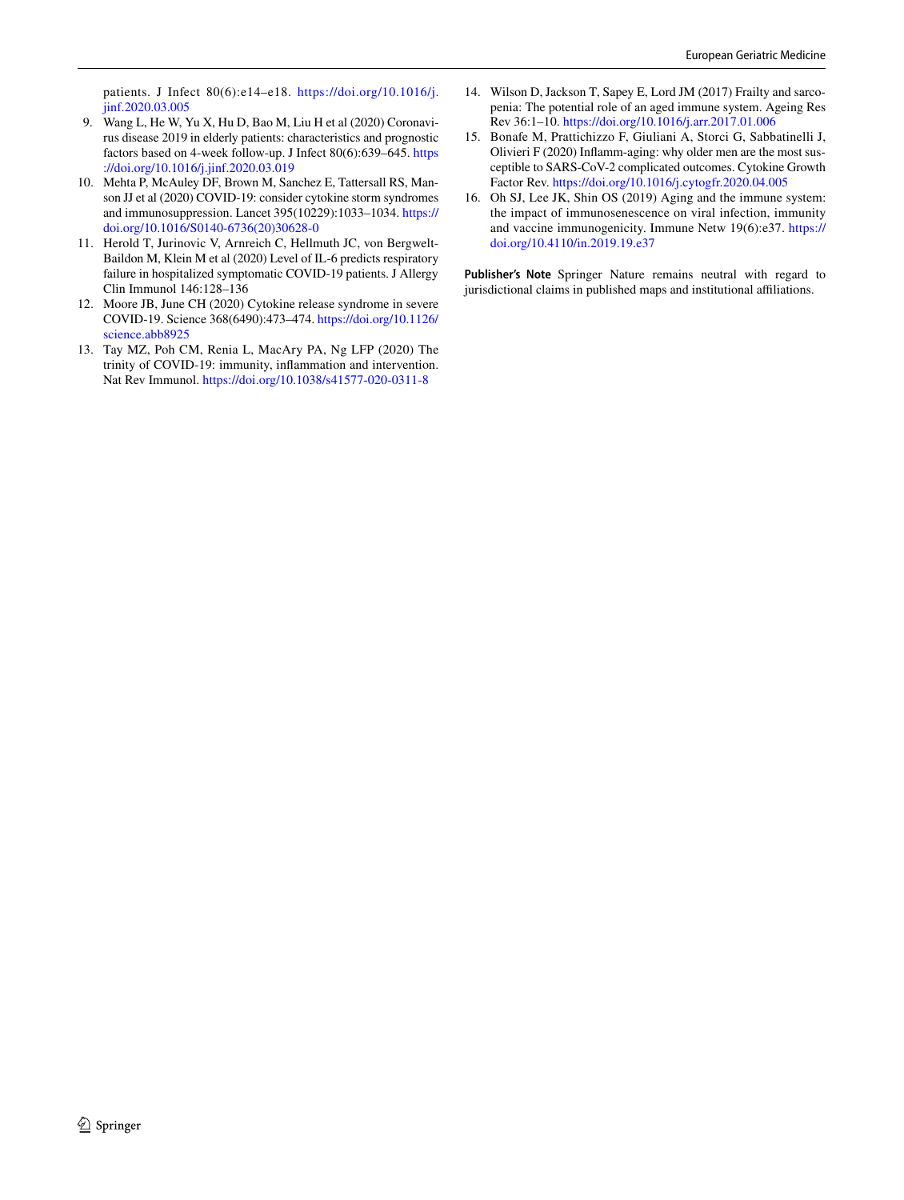patients. J Infect 80(6):e14–e18. https://doi.org/10.1016/j.jinf.2020.03.005

9. Wang L, He W, Yu X, Hu D, Bao M, Liu H et al (2020) Coronavirus disease 2019 in elderly patients: characteristics and prognostic factors based on 4-week follow-up. J Infect 80(6):639–645. https://doi.org/10.1016/j.jinf.2020.03.019
10. Mehta P, McAuley DF, Brown M, Sanchez E, Tattersall RS, Manson JJ et al (2020) COVID-19: consider cytokine storm syndromes and immunosuppression. Lancet 395(10229):1033–1034. https://doi.org/10.1016/S0140-6736(20)30628-0
11. Herold T, Jurinovic V, Arnreich C, Hellmuth JC, von Bergwelt-Baildon M, Klein M et al (2020) Level of IL-6 predicts respiratory failure in hospitalized symptomatic COVID-19 patients. J Allergy Clin Immunol 146:128–136
12. Moore JB, June CH (2020) Cytokine release syndrome in severe COVID-19. Science 368(6490):473–474. https://doi.org/10.1126/science.abb8925
13. Tay MZ, Poh CM, Renia L, MacAry PA, Ng LFP (2020) The trinity of COVID-19: immunity, inflammation and intervention. Nat Rev Immunol. https://doi.org/10.1038/s41577-020-0311-8
14. Wilson D, Jackson T, Sapey E, Lord JM (2017) Frailty and sarcopenia: The potential role of an aged immune system. Ageing Res Rev 36:1–10. https://doi.org/10.1016/j.arr.2017.01.006
15. Bonafe M, Prattichizzo F, Giuliani A, Storci G, Sabbatinelli J, Olivieri F (2020) Inflamm-aging: why older men are the most susceptible to SARS-CoV-2 complicated outcomes. Cytokine Growth Factor Rev. https://doi.org/10.1016/j.cytogfr.2020.04.005
16. Oh SJ, Lee JK, Shin OS (2019) Aging and the immune system: the impact of immunosenescence on viral infection, immunity and vaccine immunogenicity. Immune Netw 19(6):e37. https://doi.org/10.4110/in.2019.19.e37

**Publisher's Note** Springer Nature remains neutral with regard to jurisdictional claims in published maps and institutional affiliations.